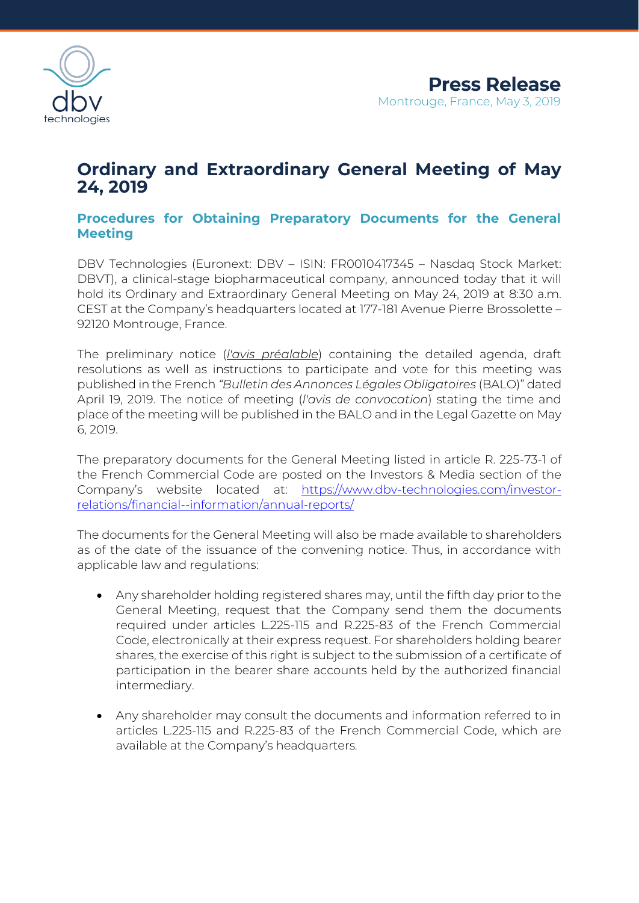**Press Release**

Montrouge, France, May 3, 2019

# Ordinary and Extraordinary General Meeting of May 24, 2019

## Procedures for Obtaining Preparatory Documents for the General Meeting

DBV Technologies (Euronext: DBV – ISIN: FR0010417345 – Nasdaq Stock Market: DBVT), a clinical-stage biopharmaceutical company, announced today that it will hold its Ordinary and Extraordinary General Meeting on May 24, 2019 at 8:30 a.m. CEST at the Company's headquarters located at 177-181 Avenue Pierre Brossolette – 92120 Montrouge, France.

The preliminary notice (*l'avis préalable*) containing the detailed agenda, draft resolutions as well as instructions to participate and vote for this meeting was published in the French *"Bulletin des Annonces Légales Obligatoires* (BALO)" dated April 19, 2019. The notice of meeting (*l'avis de convocation*) stating the time and place of the meeting will be published in the BALO and in the Legal Gazette on May 6, 2019.

The preparatory documents for the General Meeting listed in article R. 225-73-1 of the French Commercial Code are posted on the Investors & Media section of the Company's website located at: https://www.dbv-technologies.com/investor-relations/financial--information/annual-reports/

The documents for the General Meeting will also be made available to shareholders as of the date of the issuance of the convening notice. Thus, in accordance with applicable law and regulations:

- Any shareholder holding registered shares may, until the fifth day prior to the General Meeting, request that the Company send them the documents required under articles L.225-115 and R.225-83 of the French Commercial Code, electronically at their express request. For shareholders holding bearer shares, the exercise of this right is subject to the submission of a certificate of participation in the bearer share accounts held by the authorized financial intermediary.

- Any shareholder may consult the documents and information referred to in articles L.225-115 and R.225-83 of the French Commercial Code, which are available at the Company's headquarters.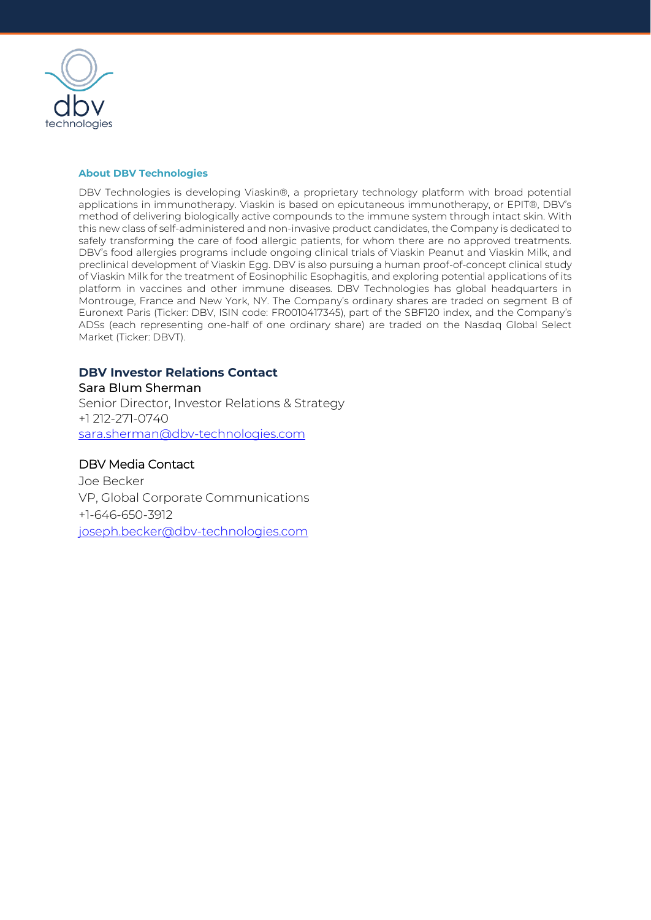### About DBV Technologies

DBV Technologies is developing Viaskin®, a proprietary technology platform with broad potential applications in immunotherapy. Viaskin is based on epicutaneous immunotherapy, or EPIT®, DBV's method of delivering biologically active compounds to the immune system through intact skin. With this new class of self-administered and non-invasive product candidates, the Company is dedicated to safely transforming the care of food allergic patients, for whom there are no approved treatments. DBV's food allergies programs include ongoing clinical trials of Viaskin Peanut and Viaskin Milk, and preclinical development of Viaskin Egg. DBV is also pursuing a human proof-of-concept clinical study of Viaskin Milk for the treatment of Eosinophilic Esophagitis, and exploring potential applications of its platform in vaccines and other immune diseases. DBV Technologies has global headquarters in Montrouge, France and New York, NY. The Company's ordinary shares are traded on segment B of Euronext Paris (Ticker: DBV, ISIN code: FR0010417345), part of the SBF120 index, and the Company's ADSs (each representing one-half of one ordinary share) are traded on the Nasdaq Global Select Market (Ticker: DBVT).

**DBV Investor Relations Contact**
Sara Blum Sherman
Senior Director, Investor Relations & Strategy
+1 212-271-0740
sara.sherman@dbv-technologies.com

DBV Media Contact
Joe Becker
VP, Global Corporate Communications
+1-646-650-3912
joseph.becker@dbv-technologies.com